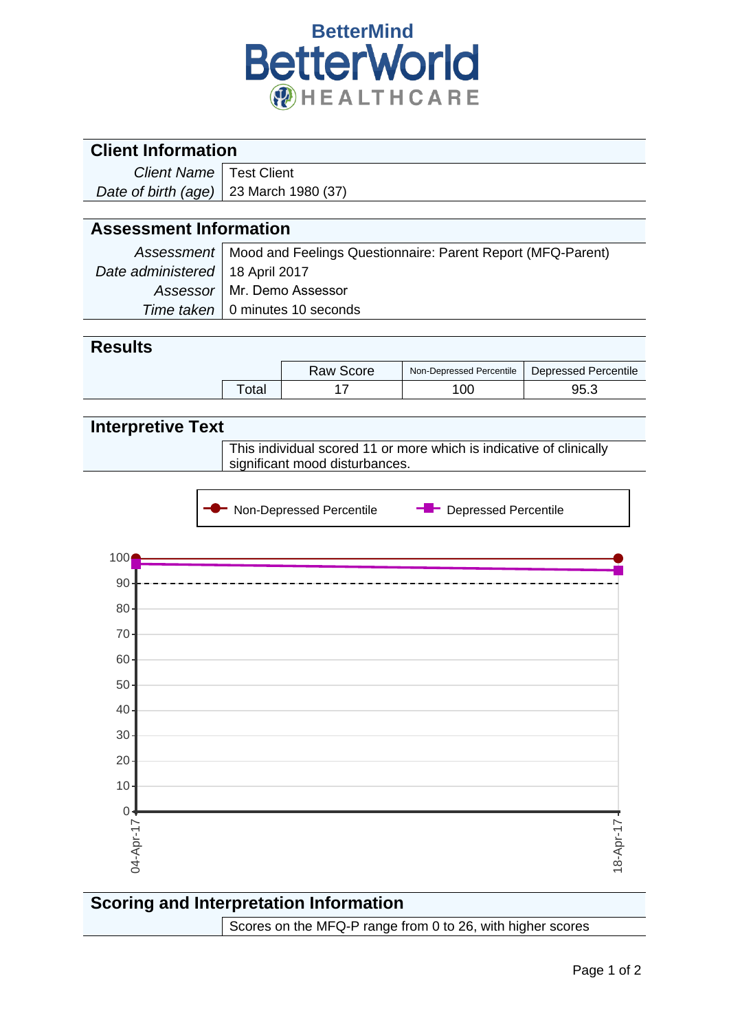BetterMind

BetterWorld

HEALTHCARE

## Client Information

| | |
|---|---|
| *Client Name* | Test Client |
| *Date of birth (age)* | 23 March 1980 (37) |

## Assessment Information

| | |
|---|---|
| *Assessment* | Mood and Feelings Questionnaire: Parent Report (MFQ-Parent) |
| *Date administered* | 18 April 2017 |
| *Assessor* | Mr. Demo Assessor |
| *Time taken* | 0 minutes 10 seconds |

## Results

| | Raw Score | Non-Depressed Percentile | Depressed Percentile |
|---|---|---|---|
| Total | 17 | 100 | 95.3 |

## Interpretive Text

This individual scored 11 or more which is indicative of clinically significant mood disturbances.

Non-Depressed Percentile | Depressed Percentile

100, 90, 80, 70, 60, 50, 40, 30, 20, 10, 0

04-Apr-17 | 18-Apr-17

## Scoring and Interpretation Information

Scores on the MFQ-P range from 0 to 26, with higher scores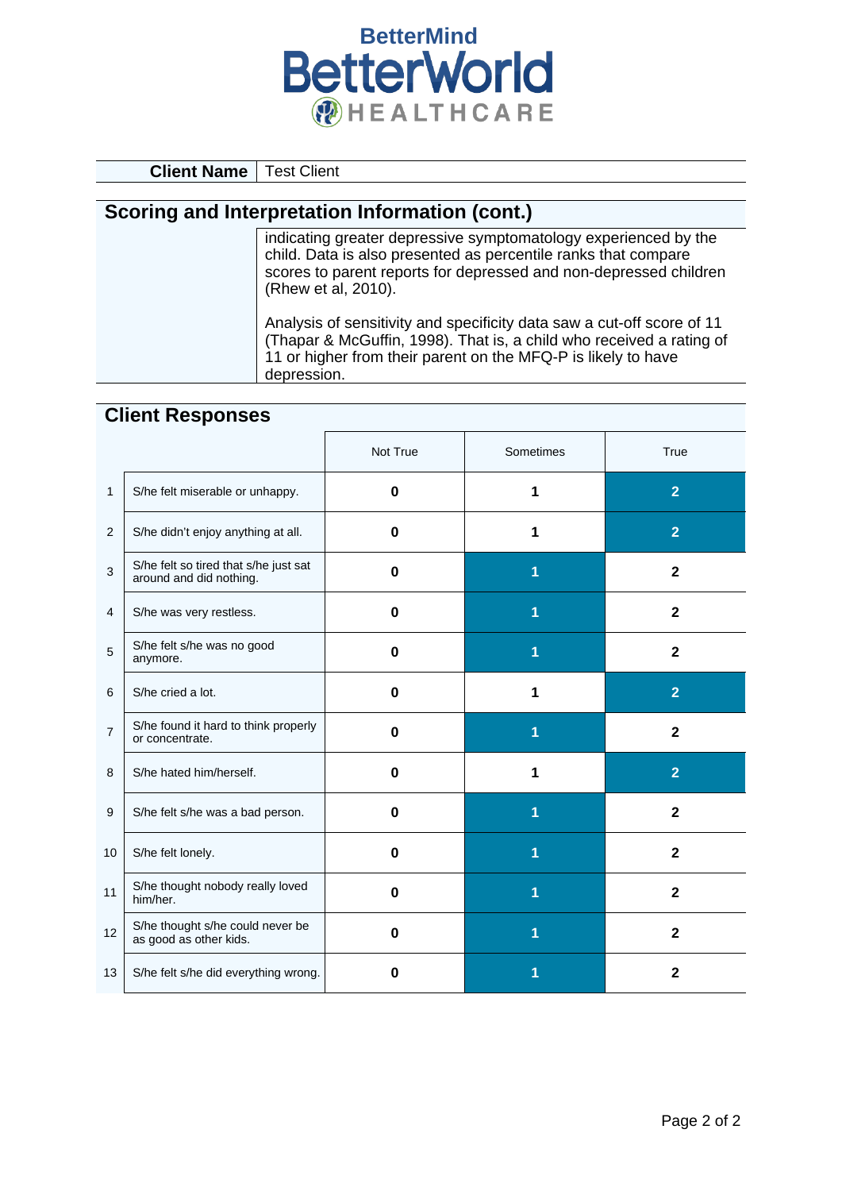| Client Name | Test Client |
| --- | --- |

## Scoring and Interpretation Information (cont.)

indicating greater depressive symptomatology experienced by the child. Data is also presented as percentile ranks that compare scores to parent reports for depressed and non-depressed children (Rhew et al, 2010).

Analysis of sensitivity and specificity data saw a cut-off score of 11 (Thapar & McGuffin, 1998). That is, a child who received a rating of 11 or higher from their parent on the MFQ-P is likely to have depression.

## Client Responses

| | | Not True | Sometimes | True |
| --- | --- | --- | --- | --- |
| 1 | S/he felt miserable or unhappy. | 0 | 1 | **2** |
| 2 | S/he didn't enjoy anything at all. | 0 | 1 | **2** |
| 3 | S/he felt so tired that s/he just sat around and did nothing. | 0 | **1** | 2 |
| 4 | S/he was very restless. | 0 | **1** | 2 |
| 5 | S/he felt s/he was no good anymore. | 0 | **1** | 2 |
| 6 | S/he cried a lot. | 0 | 1 | **2** |
| 7 | S/he found it hard to think properly or concentrate. | 0 | **1** | 2 |
| 8 | S/he hated him/herself. | 0 | 1 | **2** |
| 9 | S/he felt s/he was a bad person. | 0 | **1** | 2 |
| 10 | S/he felt lonely. | 0 | **1** | 2 |
| 11 | S/he thought nobody really loved him/her. | 0 | **1** | 2 |
| 12 | S/he thought s/he could never be as good as other kids. | 0 | **1** | 2 |
| 13 | S/he felt s/he did everything wrong. | 0 | **1** | 2 |